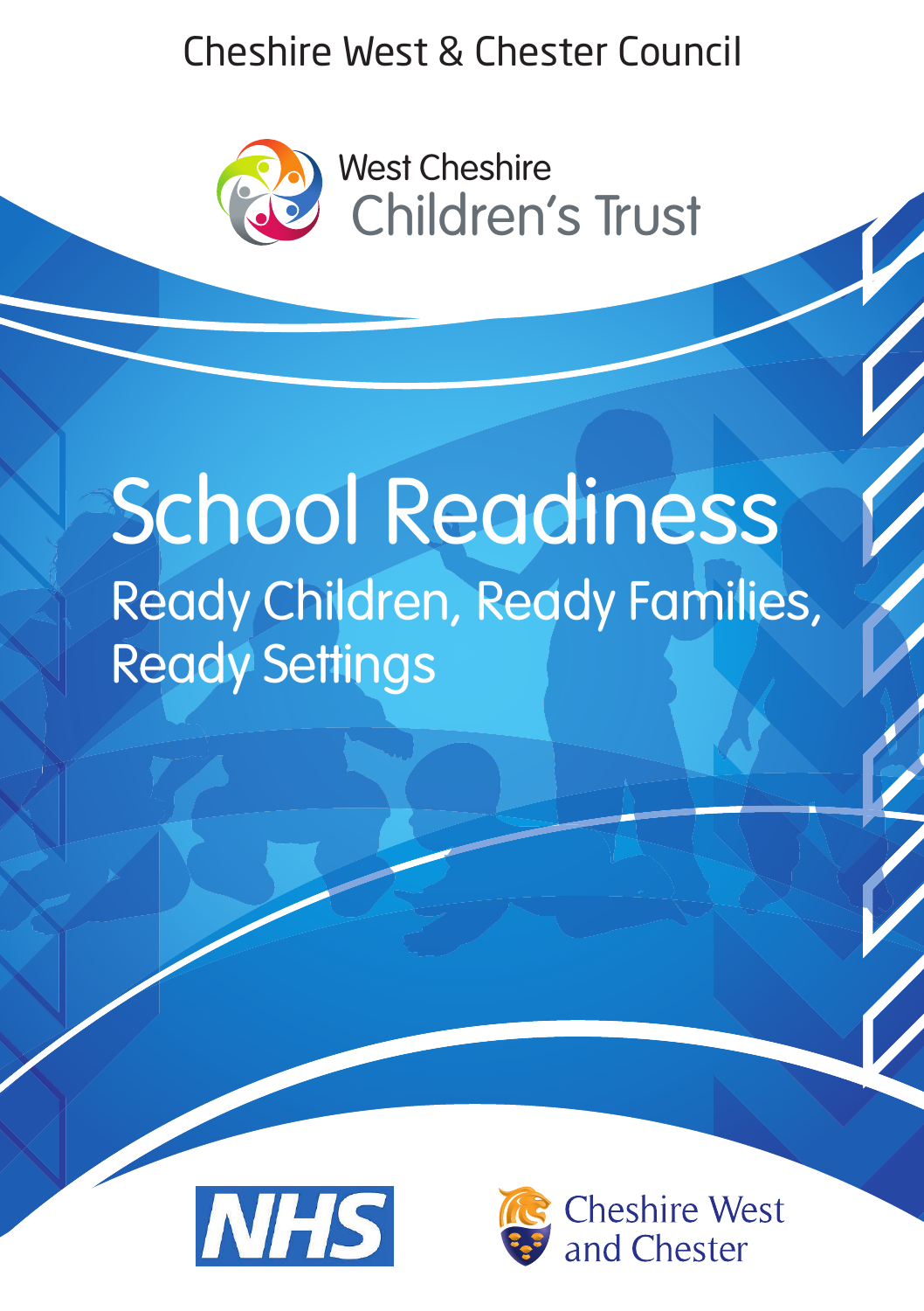Cheshire West & Chester Council

West Cheshire Children's Trust

# School Readiness

## Ready Children, Ready Families, Ready Settings

NHS

Cheshire West and Chester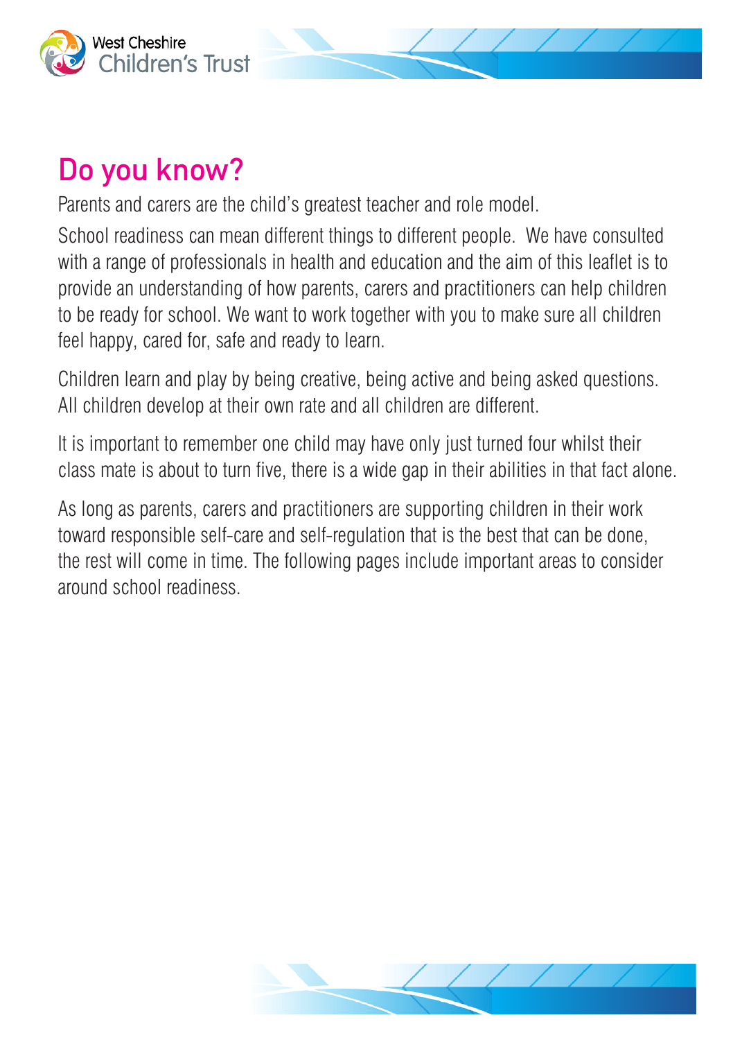## Do you know?

Parents and carers are the child's greatest teacher and role model.

School readiness can mean different things to different people. We have consulted with a range of professionals in health and education and the aim of this leaflet is to provide an understanding of how parents, carers and practitioners can help children to be ready for school. We want to work together with you to make sure all children feel happy, cared for, safe and ready to learn.

Children learn and play by being creative, being active and being asked questions. All children develop at their own rate and all children are different.

It is important to remember one child may have only just turned four whilst their class mate is about to turn five, there is a wide gap in their abilities in that fact alone.

As long as parents, carers and practitioners are supporting children in their work toward responsible self-care and self-regulation that is the best that can be done, the rest will come in time. The following pages include important areas to consider around school readiness.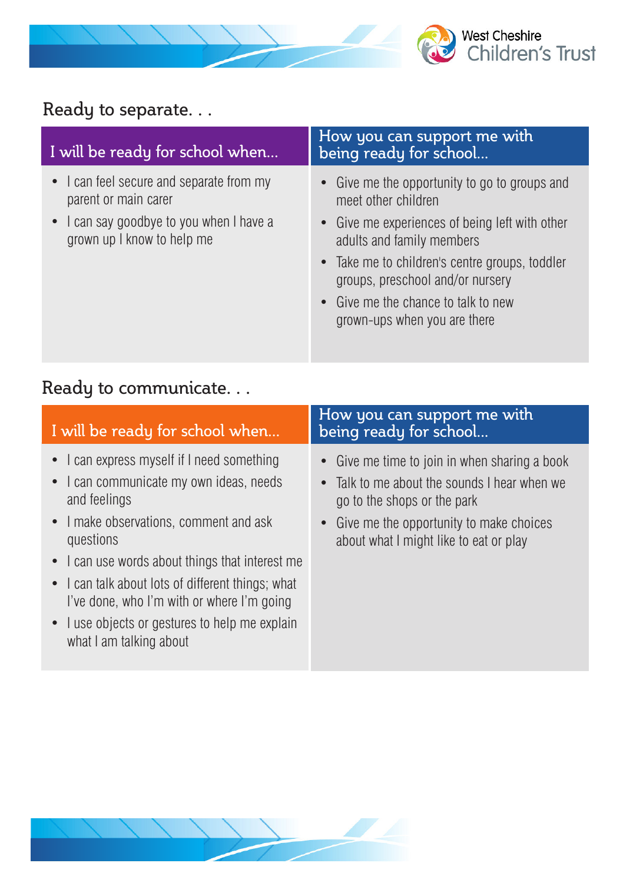## Ready to separate. . .

| I will be ready for school when... | How you can support me with being ready for school... |
| --- | --- |
| • I can feel secure and separate from my parent or main carer<br>• I can say goodbye to you when I have a grown up I know to help me | • Give me the opportunity to go to groups and meet other children<br>• Give me experiences of being left with other adults and family members<br>• Take me to children's centre groups, toddler groups, preschool and/or nursery<br>• Give me the chance to talk to new grown-ups when you are there |

## Ready to communicate. . .

| I will be ready for school when... | How you can support me with being ready for school... |
| --- | --- |
| • I can express myself if I need something<br>• I can communicate my own ideas, needs and feelings<br>• I make observations, comment and ask questions<br>• I can use words about things that interest me<br>• I can talk about lots of different things; what I've done, who I'm with or where I'm going<br>• I use objects or gestures to help me explain what I am talking about | • Give me time to join in when sharing a book<br>• Talk to me about the sounds I hear when we go to the shops or the park<br>• Give me the opportunity to make choices about what I might like to eat or play |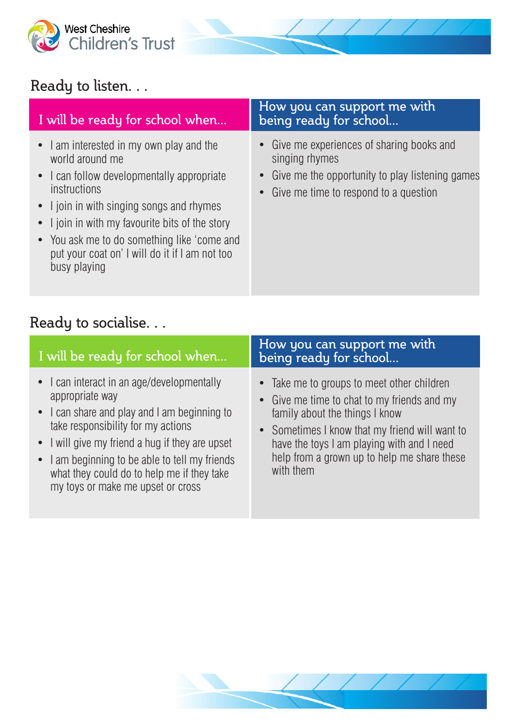## Ready to listen. . .

| I will be ready for school when... | How you can support me with being ready for school... |
| --- | --- |
| • I am interested in my own play and the world around me<br>• I can follow developmentally appropriate instructions<br>• I join in with singing songs and rhymes<br>• I join in with my favourite bits of the story<br>• You ask me to do something like 'come and put your coat on' I will do it if I am not too busy playing | • Give me experiences of sharing books and singing rhymes<br>• Give me the opportunity to play listening games<br>• Give me time to respond to a question |

## Ready to socialise. . .

| I will be ready for school when... | How you can support me with being ready for school... |
| --- | --- |
| • I can interact in an age/developmentally appropriate way<br>• I can share and play and I am beginning to take responsibility for my actions<br>• I will give my friend a hug if they are upset<br>• I am beginning to be able to tell my friends what they could do to help me if they take my toys or make me upset or cross | • Take me to groups to meet other children<br>• Give me time to chat to my friends and my family about the things I know<br>• Sometimes I know that my friend will want to have the toys I am playing with and I need help from a grown up to help me share these with them |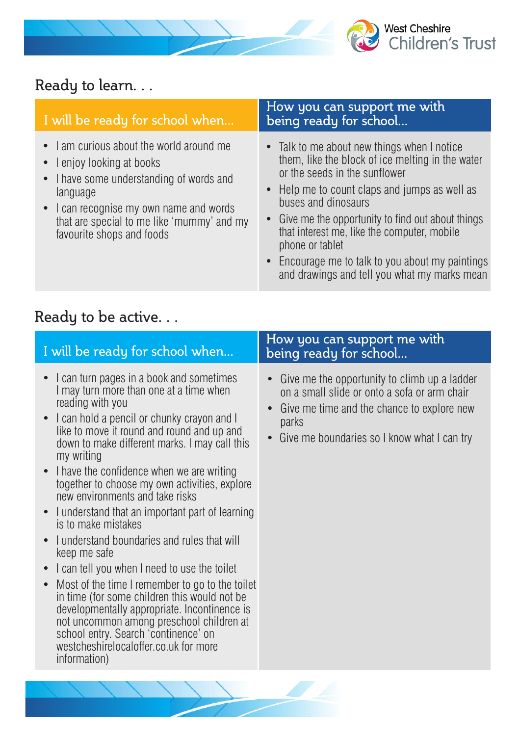## Ready to learn. . .

| I will be ready for school when... | How you can support me with being ready for school... |
|---|---|
| • I am curious about the world around me<br>• I enjoy looking at books<br>• I have some understanding of words and language<br>• I can recognise my own name and words that are special to me like 'mummy' and my favourite shops and foods | • Talk to me about new things when I notice them, like the block of ice melting in the water or the seeds in the sunflower<br>• Help me to count claps and jumps as well as buses and dinosaurs<br>• Give me the opportunity to find out about things that interest me, like the computer, mobile phone or tablet<br>• Encourage me to talk to you about my paintings and drawings and tell you what my marks mean |

## Ready to be active. . .

| I will be ready for school when... | How you can support me with being ready for school... |
|---|---|
| • I can turn pages in a book and sometimes I may turn more than one at a time when reading with you<br>• I can hold a pencil or chunky crayon and I like to move it round and round and up and down to make different marks. I may call this my writing<br>• I have the confidence when we are writing together to choose my own activities, explore new environments and take risks<br>• I understand that an important part of learning is to make mistakes<br>• I understand boundaries and rules that will keep me safe<br>• I can tell you when I need to use the toilet<br>• Most of the time I remember to go to the toilet in time (for some children this would not be developmentally appropriate. Incontinence is not uncommon among preschool children at school entry. Search 'continence' on westcheshirelocaloffer.co.uk for more information) | • Give me the opportunity to climb up a ladder on a small slide or onto a sofa or arm chair<br>• Give me time and the chance to explore new parks<br>• Give me boundaries so I know what I can try |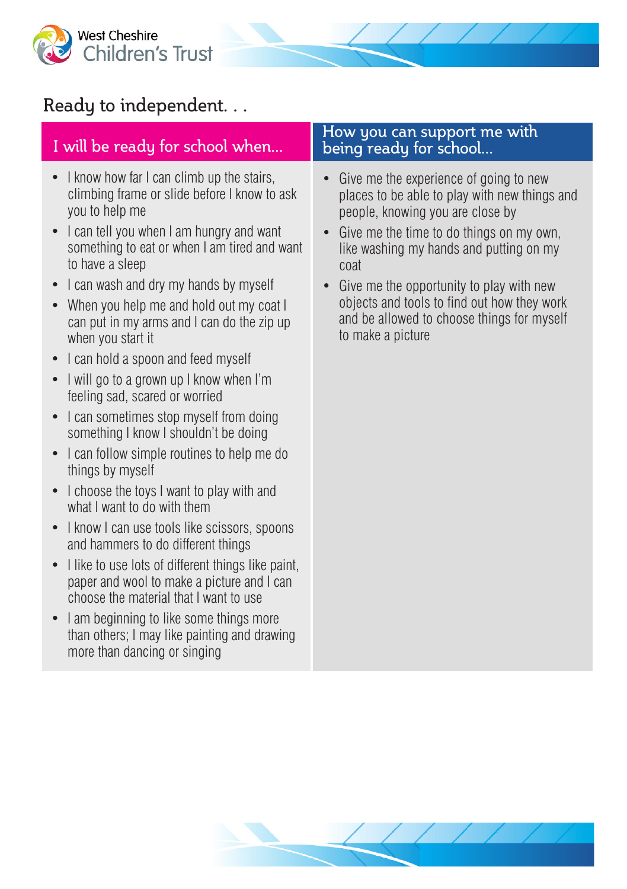## Ready to independent. . .

| I will be ready for school when... | How you can support me with being ready for school... |
|---|---|
| • I know how far I can climb up the stairs, climbing frame or slide before I know to ask you to help me<br>• I can tell you when I am hungry and want something to eat or when I am tired and want to have a sleep<br>• I can wash and dry my hands by myself<br>• When you help me and hold out my coat I can put in my arms and I can do the zip up when you start it<br>• I can hold a spoon and feed myself<br>• I will go to a grown up I know when I'm feeling sad, scared or worried<br>• I can sometimes stop myself from doing something I know I shouldn't be doing<br>• I can follow simple routines to help me do things by myself<br>• I choose the toys I want to play with and what I want to do with them<br>• I know I can use tools like scissors, spoons and hammers to do different things<br>• I like to use lots of different things like paint, paper and wool to make a picture and I can choose the material that I want to use<br>• I am beginning to like some things more than others; I may like painting and drawing more than dancing or singing | • Give me the experience of going to new places to be able to play with new things and people, knowing you are close by<br>• Give me the time to do things on my own, like washing my hands and putting on my coat<br>• Give me the opportunity to play with new objects and tools to find out how they work and be allowed to choose things for myself to make a picture |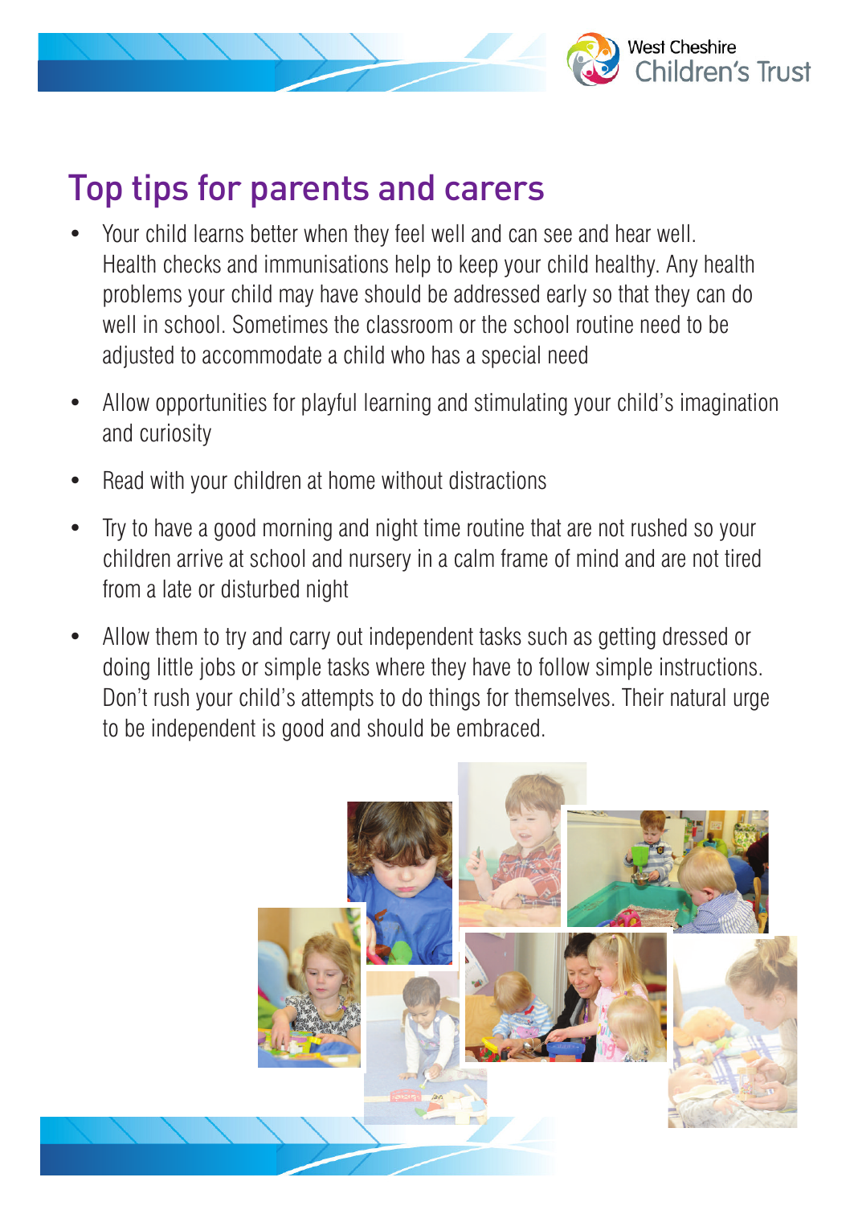# Top tips for parents and carers

- Your child learns better when they feel well and can see and hear well. Health checks and immunisations help to keep your child healthy. Any health problems your child may have should be addressed early so that they can do well in school. Sometimes the classroom or the school routine need to be adjusted to accommodate a child who has a special need
- Allow opportunities for playful learning and stimulating your child's imagination and curiosity
- Read with your children at home without distractions
- Try to have a good morning and night time routine that are not rushed so your children arrive at school and nursery in a calm frame of mind and are not tired from a late or disturbed night
- Allow them to try and carry out independent tasks such as getting dressed or doing little jobs or simple tasks where they have to follow simple instructions. Don't rush your child's attempts to do things for themselves. Their natural urge to be independent is good and should be embraced.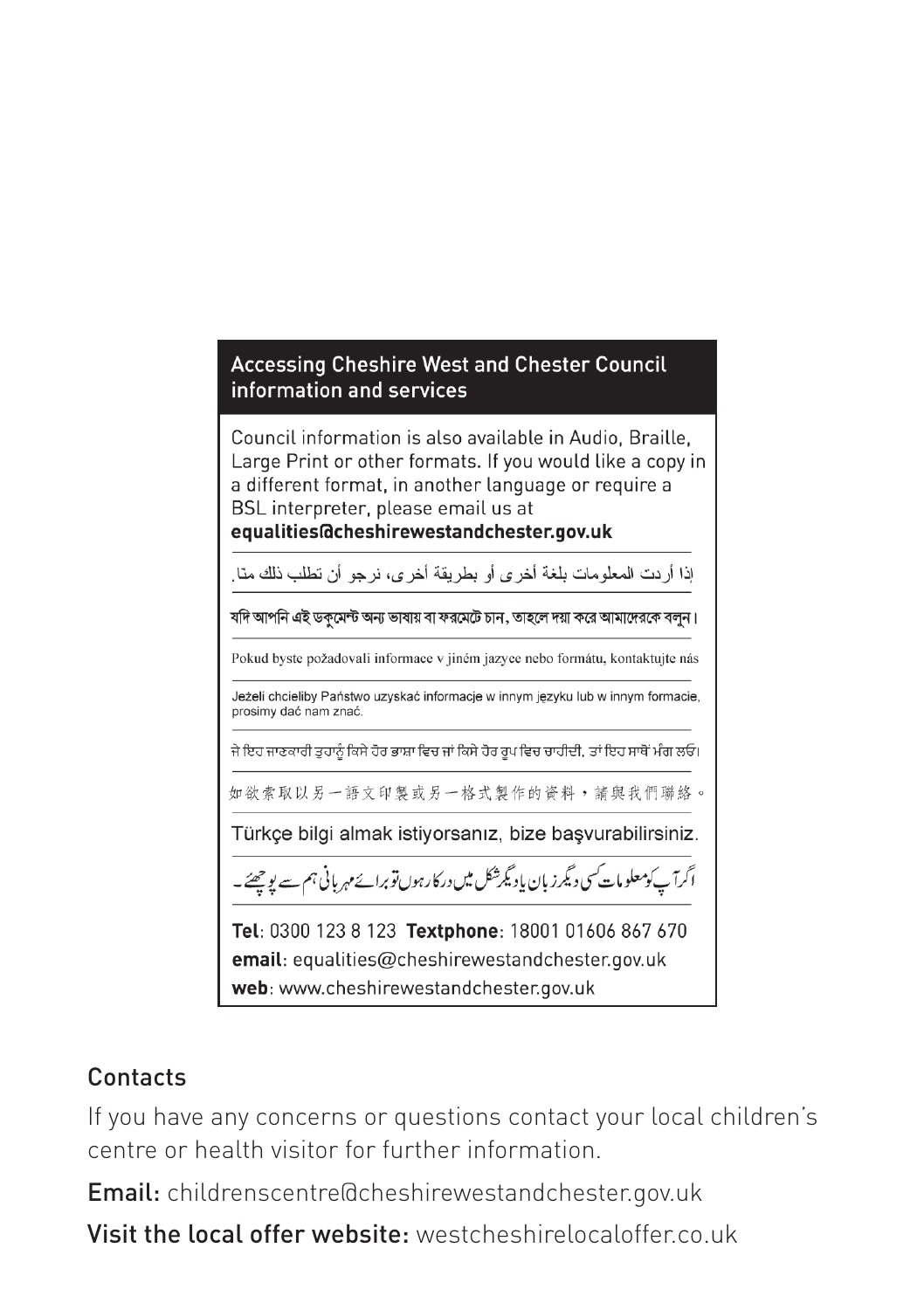## Accessing Cheshire West and Chester Council information and services

Council information is also available in Audio, Braille, Large Print or other formats. If you would like a copy in a different format, in another language or require a BSL interpreter, please email us at
**equalities@cheshirewestandchester.gov.uk**

إذا أردت المعلومات بلغة أخرى أو بطريقة أخرى، نرجو أن تطلب ذلك منا.

যদি আপনি এই ডকুমেন্ট অন্য ভাষায় বা ফরমেটে চান, তাহলে দয়া করে আমাদেরকে বলুন।

Pokud byste požadovali informace v jiném jazyce nebo formátu, kontaktujte nás

Jeżeli chcieliby Państwo uzyskać informacje w innym języku lub w innym formacie, prosimy dać nam znać.

ਜੇ ਇਹ ਜਾਣਕਾਰੀ ਤੁਹਾਨੂੰ ਕਿਸੇ ਹੋਰ ਭਾਸ਼ਾ ਵਿਚ ਜਾਂ ਕਿਸੇ ਹੋਰ ਰੂਪ ਵਿਚ ਚਾਹੀਦੀ, ਤਾਂ ਇਹ ਸਾਥੋਂ ਮੰਗ ਲਓ।

如欲索取以另一語文印製或另一格式製作的資料，請與我們聯絡。

Türkçe bilgi almak istiyorsanız, bize başvurabilirsiniz.

اگر آپ کو معلومات کسی دیگر زبان یا دیگر شکل میں درکار ہوں تو برائے مہربانی ہم سے پوچھئے۔

**Tel**: 0300 123 8 123 **Textphone**: 18001 01606 867 670
**email**: equalities@cheshirewestandchester.gov.uk
**web**: www.cheshirewestandchester.gov.uk

## Contacts

If you have any concerns or questions contact your local children's centre or health visitor for further information.

**Email:** childrenscentre@cheshirewestandchester.gov.uk

**Visit the local offer website:** westcheshirelocaloffer.co.uk